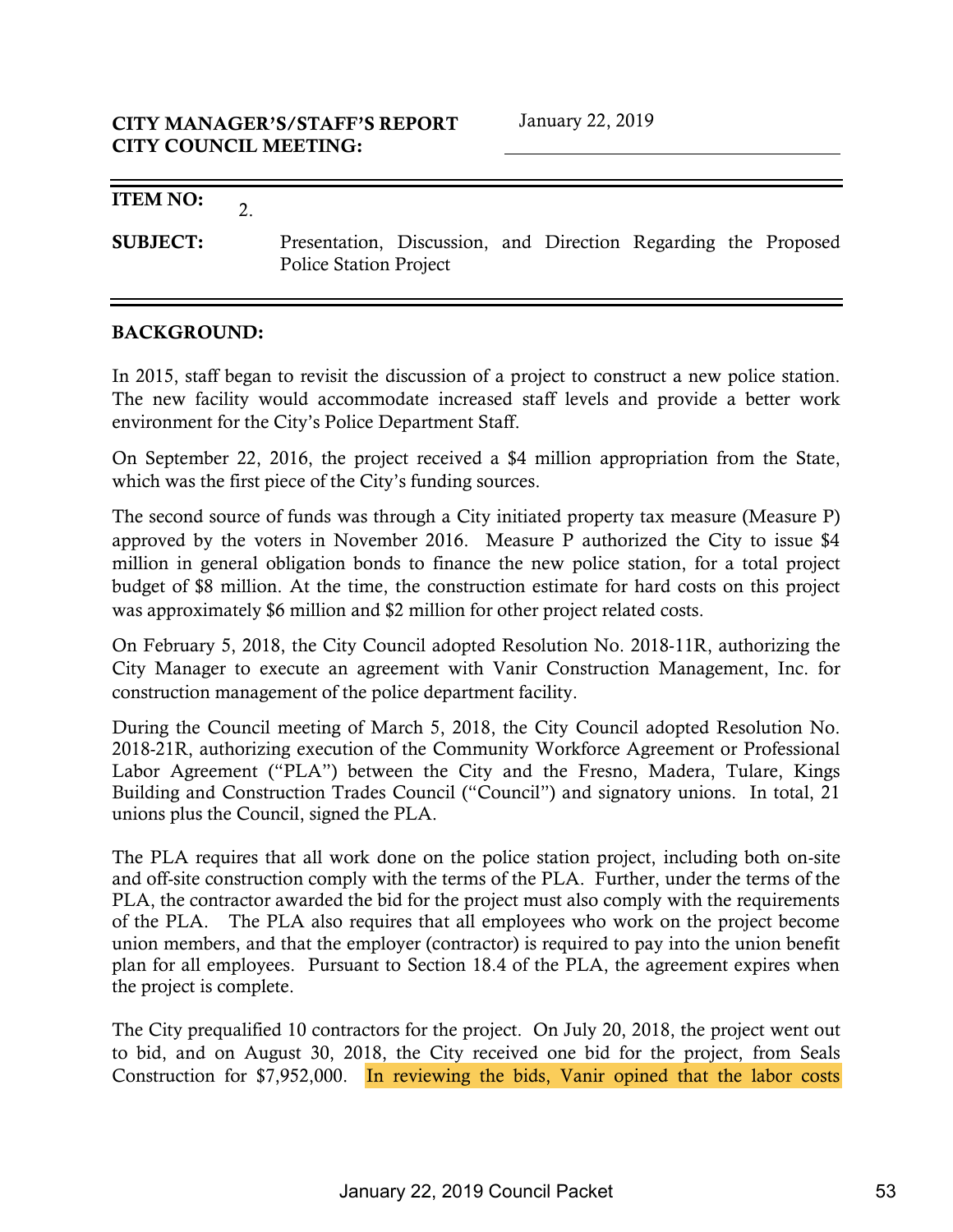**CITY MANAGER'S/STAFF'S REPORT**
**CITY COUNCIL MEETING:** January 22, 2019

**ITEM NO:** 2.

**SUBJECT:** Presentation, Discussion, and Direction Regarding the Proposed Police Station Project

## BACKGROUND:

In 2015, staff began to revisit the discussion of a project to construct a new police station. The new facility would accommodate increased staff levels and provide a better work environment for the City's Police Department Staff.

On September 22, 2016, the project received a $4 million appropriation from the State, which was the first piece of the City's funding sources.

The second source of funds was through a City initiated property tax measure (Measure P) approved by the voters in November 2016. Measure P authorized the City to issue $4 million in general obligation bonds to finance the new police station, for a total project budget of $8 million. At the time, the construction estimate for hard costs on this project was approximately $6 million and $2 million for other project related costs.

On February 5, 2018, the City Council adopted Resolution No. 2018-11R, authorizing the City Manager to execute an agreement with Vanir Construction Management, Inc. for construction management of the police department facility.

During the Council meeting of March 5, 2018, the City Council adopted Resolution No. 2018-21R, authorizing execution of the Community Workforce Agreement or Professional Labor Agreement ("PLA") between the City and the Fresno, Madera, Tulare, Kings Building and Construction Trades Council ("Council") and signatory unions. In total, 21 unions plus the Council, signed the PLA.

The PLA requires that all work done on the police station project, including both on-site and off-site construction comply with the terms of the PLA. Further, under the terms of the PLA, the contractor awarded the bid for the project must also comply with the requirements of the PLA. The PLA also requires that all employees who work on the project become union members, and that the employer (contractor) is required to pay into the union benefit plan for all employees. Pursuant to Section 18.4 of the PLA, the agreement expires when the project is complete.

The City prequalified 10 contractors for the project. On July 20, 2018, the project went out to bid, and on August 30, 2018, the City received one bid for the project, from Seals Construction for $7,952,000. In reviewing the bids, Vanir opined that the labor costs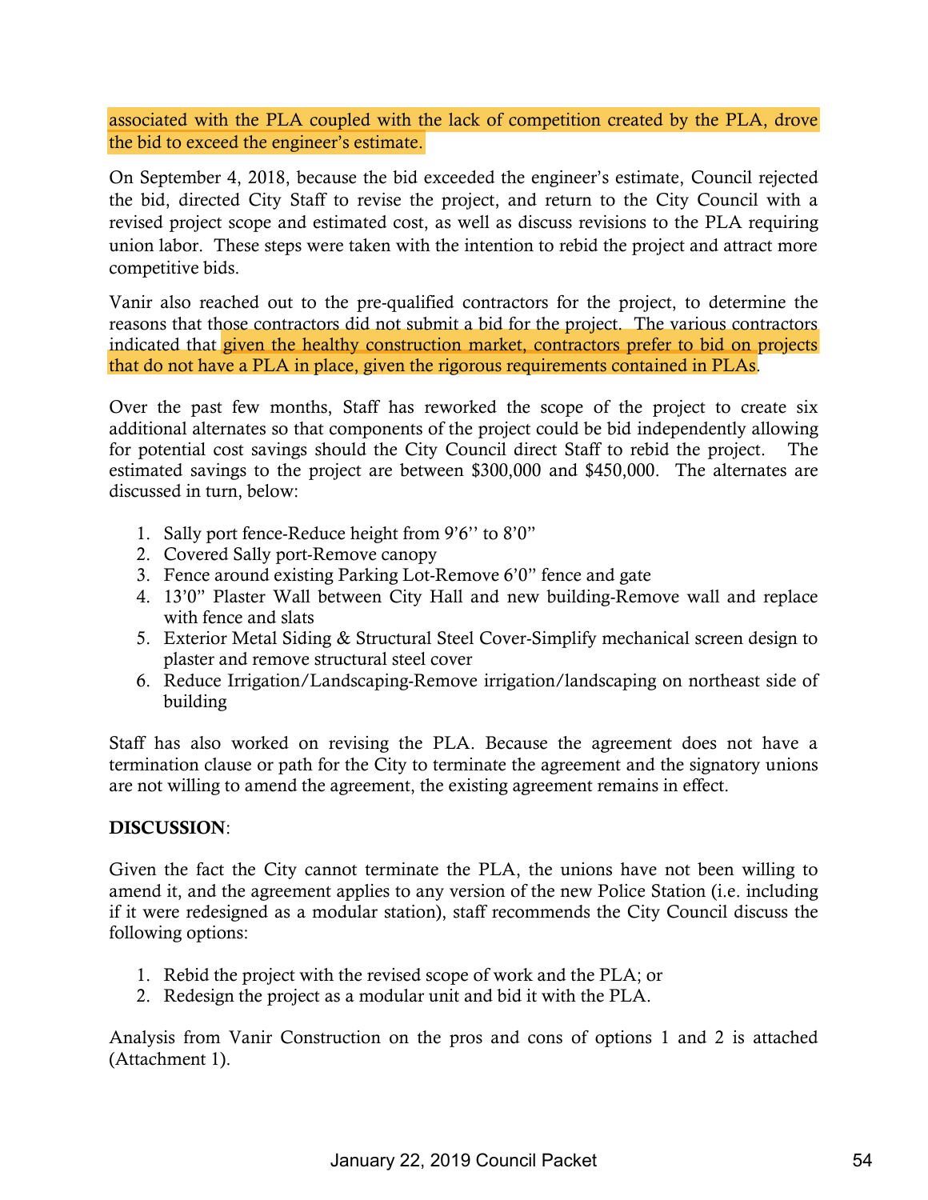associated with the PLA coupled with the lack of competition created by the PLA, drove the bid to exceed the engineer's estimate.

On September 4, 2018, because the bid exceeded the engineer's estimate, Council rejected the bid, directed City Staff to revise the project, and return to the City Council with a revised project scope and estimated cost, as well as discuss revisions to the PLA requiring union labor. These steps were taken with the intention to rebid the project and attract more competitive bids.

Vanir also reached out to the pre-qualified contractors for the project, to determine the reasons that those contractors did not submit a bid for the project. The various contractors indicated that given the healthy construction market, contractors prefer to bid on projects that do not have a PLA in place, given the rigorous requirements contained in PLAs.

Over the past few months, Staff has reworked the scope of the project to create six additional alternates so that components of the project could be bid independently allowing for potential cost savings should the City Council direct Staff to rebid the project. The estimated savings to the project are between $300,000 and $450,000. The alternates are discussed in turn, below:

1. Sally port fence-Reduce height from 9'6'' to 8'0"
2. Covered Sally port-Remove canopy
3. Fence around existing Parking Lot-Remove 6'0" fence and gate
4. 13'0" Plaster Wall between City Hall and new building-Remove wall and replace with fence and slats
5. Exterior Metal Siding & Structural Steel Cover-Simplify mechanical screen design to plaster and remove structural steel cover
6. Reduce Irrigation/Landscaping-Remove irrigation/landscaping on northeast side of building

Staff has also worked on revising the PLA. Because the agreement does not have a termination clause or path for the City to terminate the agreement and the signatory unions are not willing to amend the agreement, the existing agreement remains in effect.

**DISCUSSION**:

Given the fact the City cannot terminate the PLA, the unions have not been willing to amend it, and the agreement applies to any version of the new Police Station (i.e. including if it were redesigned as a modular station), staff recommends the City Council discuss the following options:

1. Rebid the project with the revised scope of work and the PLA; or
2. Redesign the project as a modular unit and bid it with the PLA.

Analysis from Vanir Construction on the pros and cons of options 1 and 2 is attached (Attachment 1).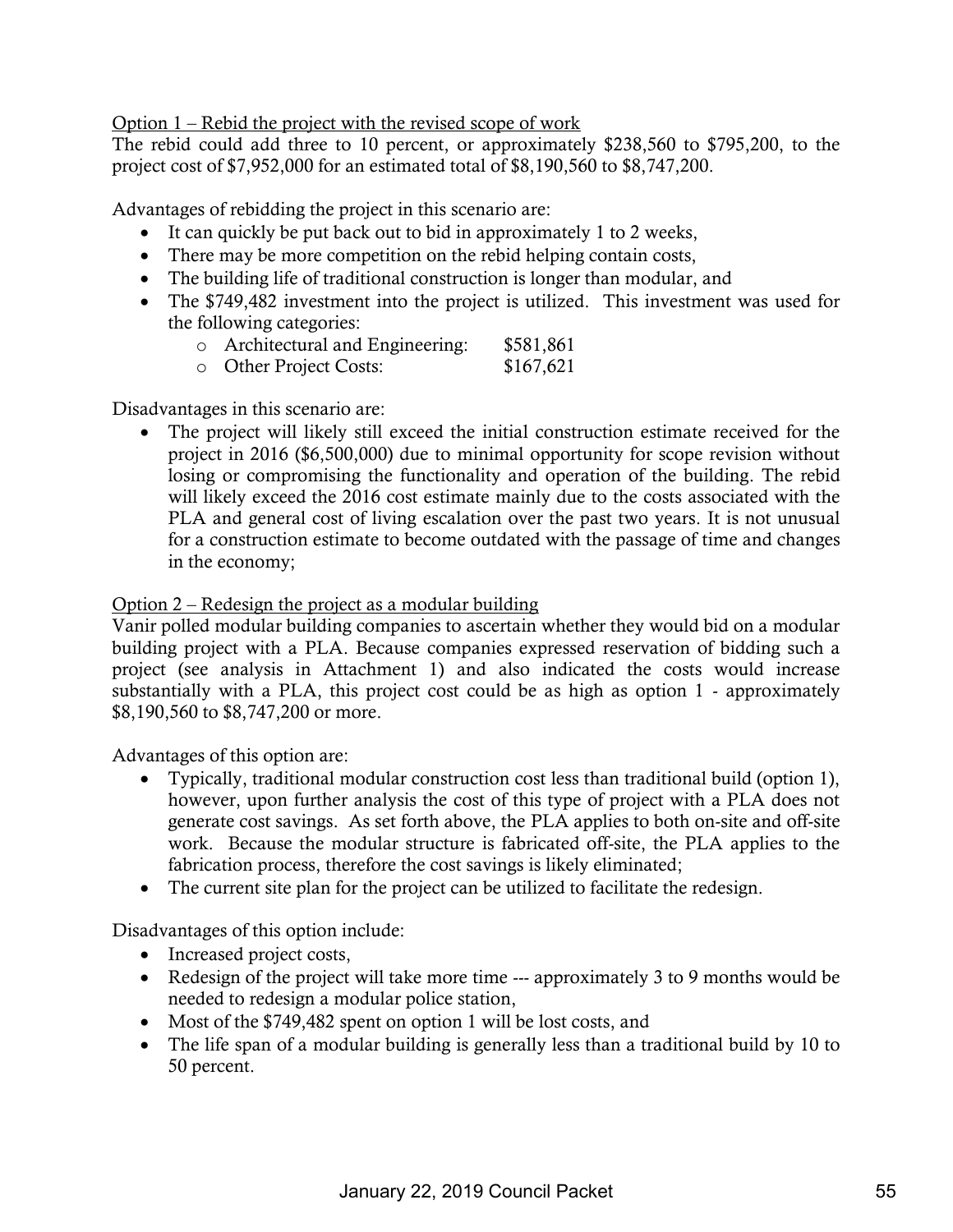Option 1 – Rebid the project with the revised scope of work

The rebid could add three to 10 percent, or approximately $238,560 to $795,200, to the project cost of $7,952,000 for an estimated total of $8,190,560 to $8,747,200.

Advantages of rebidding the project in this scenario are:

- It can quickly be put back out to bid in approximately 1 to 2 weeks,
- There may be more competition on the rebid helping contain costs,
- The building life of traditional construction is longer than modular, and
- The $749,482 investment into the project is utilized. This investment was used for the following categories:
    - Architectural and Engineering: $581,861
    - Other Project Costs: $167,621

Disadvantages in this scenario are:

- The project will likely still exceed the initial construction estimate received for the project in 2016 ($6,500,000) due to minimal opportunity for scope revision without losing or compromising the functionality and operation of the building. The rebid will likely exceed the 2016 cost estimate mainly due to the costs associated with the PLA and general cost of living escalation over the past two years. It is not unusual for a construction estimate to become outdated with the passage of time and changes in the economy;

Option 2 – Redesign the project as a modular building

Vanir polled modular building companies to ascertain whether they would bid on a modular building project with a PLA. Because companies expressed reservation of bidding such a project (see analysis in Attachment 1) and also indicated the costs would increase substantially with a PLA, this project cost could be as high as option 1 - approximately $8,190,560 to $8,747,200 or more.

Advantages of this option are:

- Typically, traditional modular construction cost less than traditional build (option 1), however, upon further analysis the cost of this type of project with a PLA does not generate cost savings. As set forth above, the PLA applies to both on-site and off-site work. Because the modular structure is fabricated off-site, the PLA applies to the fabrication process, therefore the cost savings is likely eliminated;
- The current site plan for the project can be utilized to facilitate the redesign.

Disadvantages of this option include:

- Increased project costs,
- Redesign of the project will take more time --- approximately 3 to 9 months would be needed to redesign a modular police station,
- Most of the $749,482 spent on option 1 will be lost costs, and
- The life span of a modular building is generally less than a traditional build by 10 to 50 percent.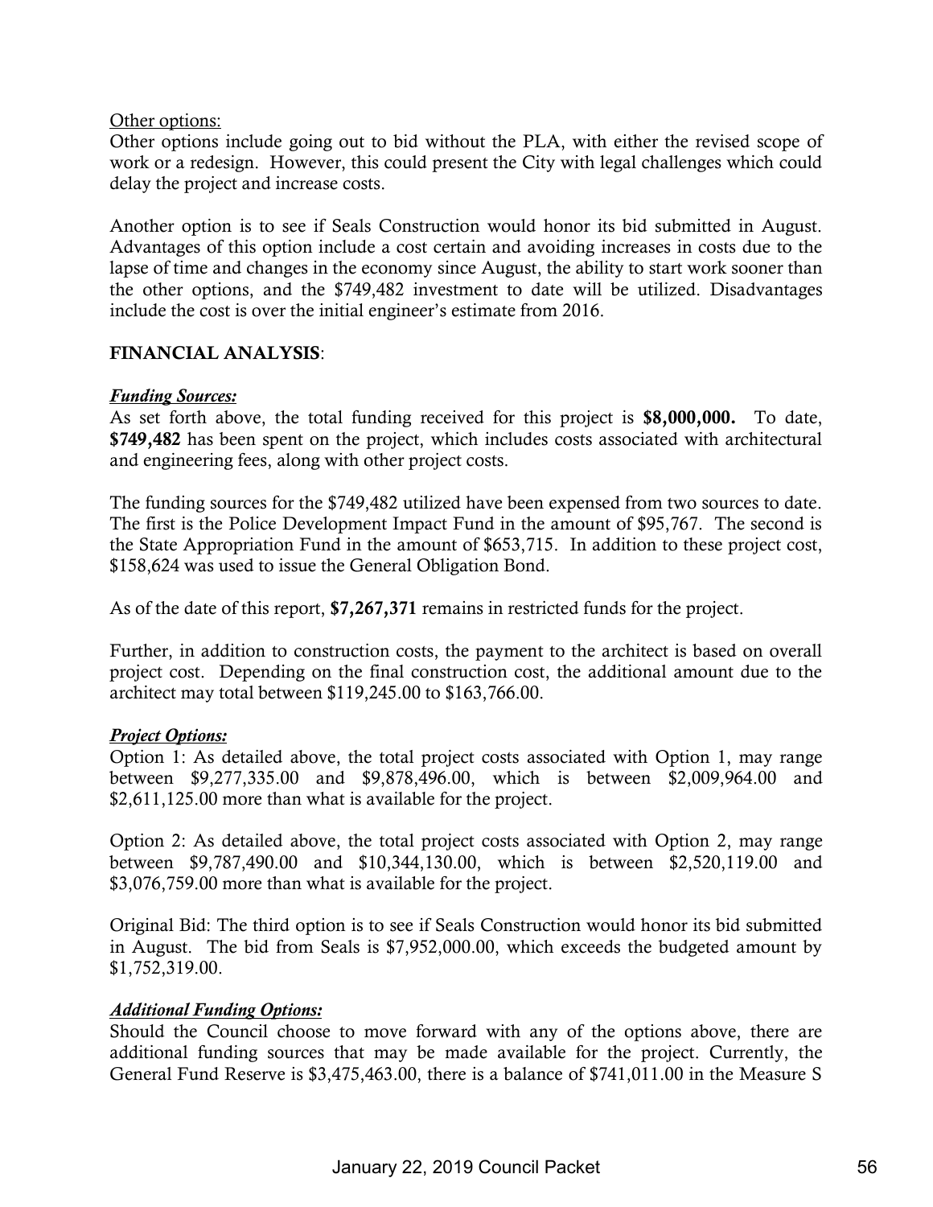Other options:

Other options include going out to bid without the PLA, with either the revised scope of work or a redesign. However, this could present the City with legal challenges which could delay the project and increase costs.

Another option is to see if Seals Construction would honor its bid submitted in August. Advantages of this option include a cost certain and avoiding increases in costs due to the lapse of time and changes in the economy since August, the ability to start work sooner than the other options, and the $749,482 investment to date will be utilized. Disadvantages include the cost is over the initial engineer's estimate from 2016.

**FINANCIAL ANALYSIS**:

***Funding Sources:***

As set forth above, the total funding received for this project is **$8,000,000.** To date, **$749,482** has been spent on the project, which includes costs associated with architectural and engineering fees, along with other project costs.

The funding sources for the $749,482 utilized have been expensed from two sources to date. The first is the Police Development Impact Fund in the amount of $95,767. The second is the State Appropriation Fund in the amount of $653,715. In addition to these project cost, $158,624 was used to issue the General Obligation Bond.

As of the date of this report, **$7,267,371** remains in restricted funds for the project.

Further, in addition to construction costs, the payment to the architect is based on overall project cost. Depending on the final construction cost, the additional amount due to the architect may total between $119,245.00 to $163,766.00.

***Project Options:***

Option 1: As detailed above, the total project costs associated with Option 1, may range between $9,277,335.00 and $9,878,496.00, which is between $2,009,964.00 and $2,611,125.00 more than what is available for the project.

Option 2: As detailed above, the total project costs associated with Option 2, may range between $9,787,490.00 and $10,344,130.00, which is between $2,520,119.00 and $3,076,759.00 more than what is available for the project.

Original Bid: The third option is to see if Seals Construction would honor its bid submitted in August. The bid from Seals is $7,952,000.00, which exceeds the budgeted amount by $1,752,319.00.

***Additional Funding Options:***

Should the Council choose to move forward with any of the options above, there are additional funding sources that may be made available for the project. Currently, the General Fund Reserve is $3,475,463.00, there is a balance of $741,011.00 in the Measure S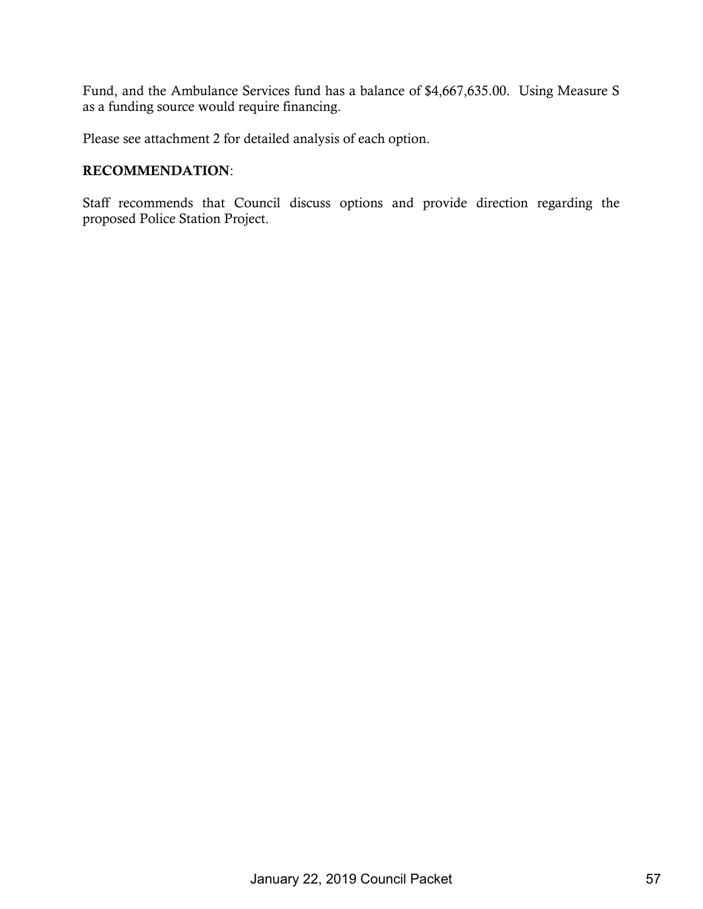Fund, and the Ambulance Services fund has a balance of $4,667,635.00. Using Measure S as a funding source would require financing.

Please see attachment 2 for detailed analysis of each option.

**RECOMMENDATION**:

Staff recommends that Council discuss options and provide direction regarding the proposed Police Station Project.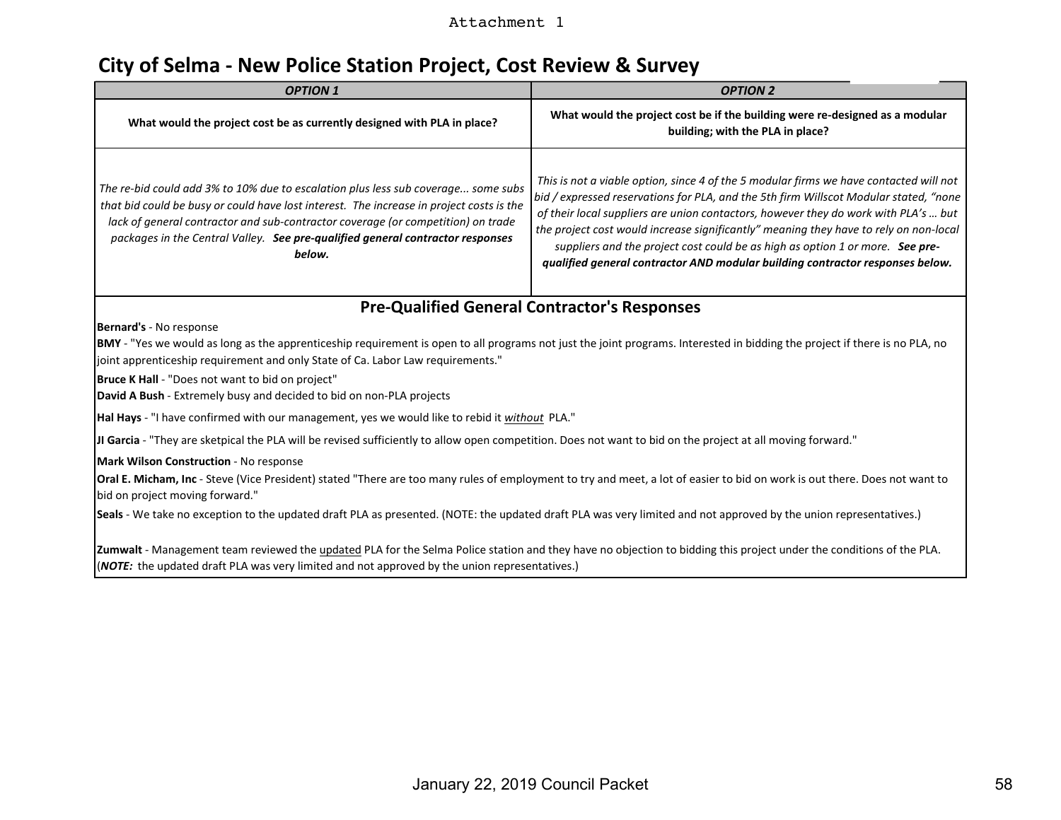Attachment 1

# City of Selma - New Police Station Project, Cost Review & Survey

| ***OPTION 1*** | ***OPTION 2*** |
| --- | --- |
| **What would the project cost be as currently designed with PLA in place?** | **What would the project cost be if the building were re-designed as a modular building; with the PLA in place?** |
| *The re-bid could add 3% to 10% due to escalation plus less sub coverage... some subs that bid could be busy or could have lost interest. The increase in project costs is the lack of general contractor and sub-contractor coverage (or competition) on trade packages in the Central Valley.* ***See pre-qualified general contractor responses below.*** | *This is not a viable option, since 4 of the 5 modular firms we have contacted will not bid / expressed reservations for PLA, and the 5th firm Willscot Modular stated, "none of their local suppliers are union contactors, however they do work with PLA's … but the project cost would increase significantly" meaning they have to rely on non-local suppliers and the project cost could be as high as option 1 or more.* ***See pre-qualified general contractor AND modular building contractor responses below.*** |

## Pre-Qualified General Contractor's Responses

**Bernard's** - No response

**BMY** - "Yes we would as long as the apprenticeship requirement is open to all programs not just the joint programs. Interested in bidding the project if there is no PLA, no joint apprenticeship requirement and only State of Ca. Labor Law requirements."

**Bruce K Hall** - "Does not want to bid on project"

**David A Bush** - Extremely busy and decided to bid on non-PLA projects

**Hal Hays** - "I have confirmed with our management, yes we would like to rebid it <u>*without*</u> PLA."

**JI Garcia** - "They are sketpical the PLA will be revised sufficiently to allow open competition. Does not want to bid on the project at all moving forward."

**Mark Wilson Construction** - No response

**Oral E. Micham, Inc** - Steve (Vice President) stated "There are too many rules of employment to try and meet, a lot of easier to bid on work is out there. Does not want to bid on project moving forward."

**Seals** - We take no exception to the updated draft PLA as presented. (NOTE: the updated draft PLA was very limited and not approved by the union representatives.)

**Zumwalt** - Management team reviewed the <u>updated</u> PLA for the Selma Police station and they have no objection to bidding this project under the conditions of the PLA. (***NOTE:*** the updated draft PLA was very limited and not approved by the union representatives.)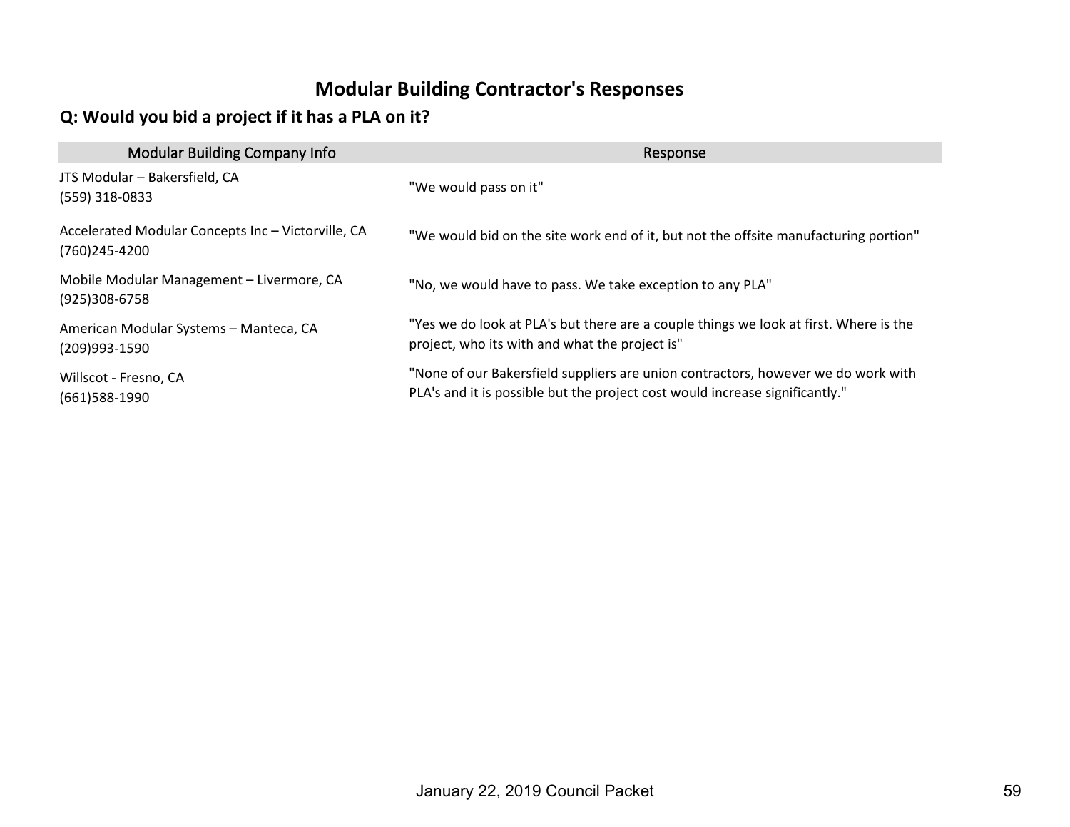# Modular Building Contractor's Responses

## Q: Would you bid a project if it has a PLA on it?

| Modular Building Company Info | Response |
|---|---|
| JTS Modular – Bakersfield, CA<br>(559) 318-0833 | "We would pass on it" |
| Accelerated Modular Concepts Inc – Victorville, CA<br>(760)245-4200 | "We would bid on the site work end of it, but not the offsite manufacturing portion" |
| Mobile Modular Management – Livermore, CA<br>(925)308-6758 | "No, we would have to pass. We take exception to any PLA" |
| American Modular Systems – Manteca, CA<br>(209)993-1590 | "Yes we do look at PLA's but there are a couple things we look at first. Where is the project, who its with and what the project is" |
| Willscot - Fresno, CA<br>(661)588-1990 | "None of our Bakersfield suppliers are union contractors, however we do work with PLA's and it is possible but the project cost would increase significantly." |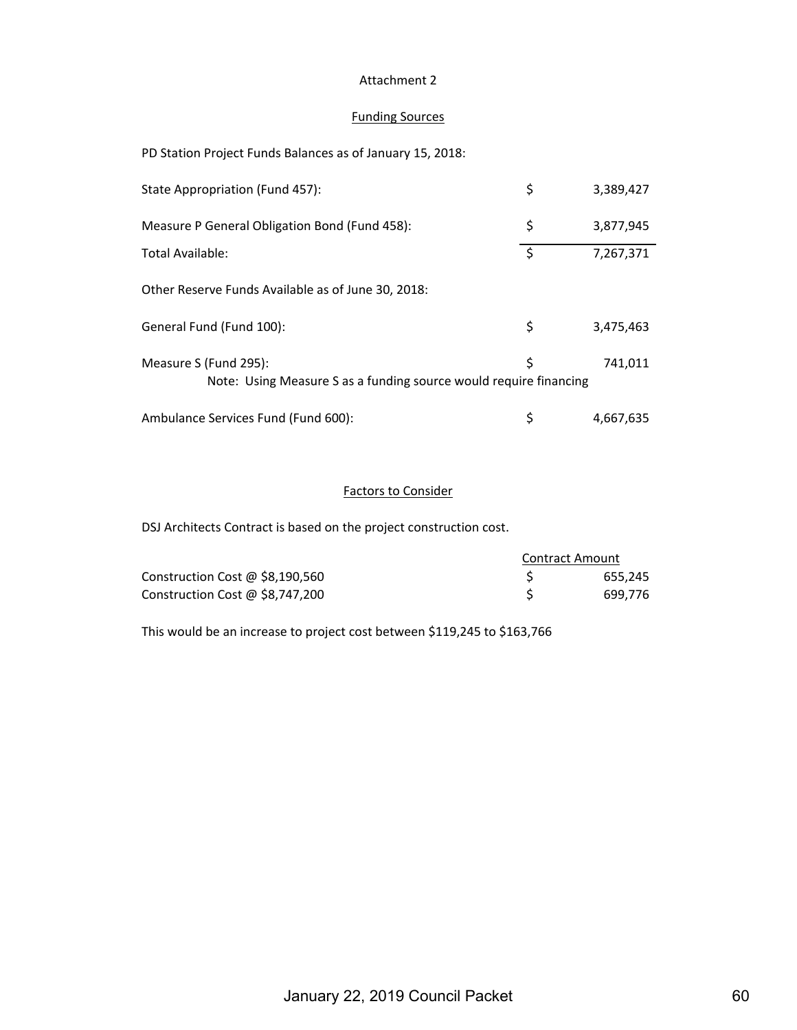Attachment 2

## Funding Sources

PD Station Project Funds Balances as of January 15, 2018:

| | | |
|---|---|---|
| State Appropriation (Fund 457): | $ | 3,389,427 |
| Measure P General Obligation Bond (Fund 458): | $ | 3,877,945 |
| Total Available: | $ | 7,267,371 |

Other Reserve Funds Available as of June 30, 2018:

| | | |
|---|---|---|
| General Fund (Fund 100): | $ | 3,475,463 |
| Measure S (Fund 295): | $ | 741,011 |
| Ambulance Services Fund (Fund 600): | $ | 4,667,635 |

Note: Using Measure S as a funding source would require financing

## Factors to Consider

DSJ Architects Contract is based on the project construction cost.

| | Contract Amount | |
|---|---|---|
| Construction Cost @ $8,190,560 | $ | 655,245 |
| Construction Cost @ $8,747,200 | $ | 699,776 |

This would be an increase to project cost between $119,245 to $163,766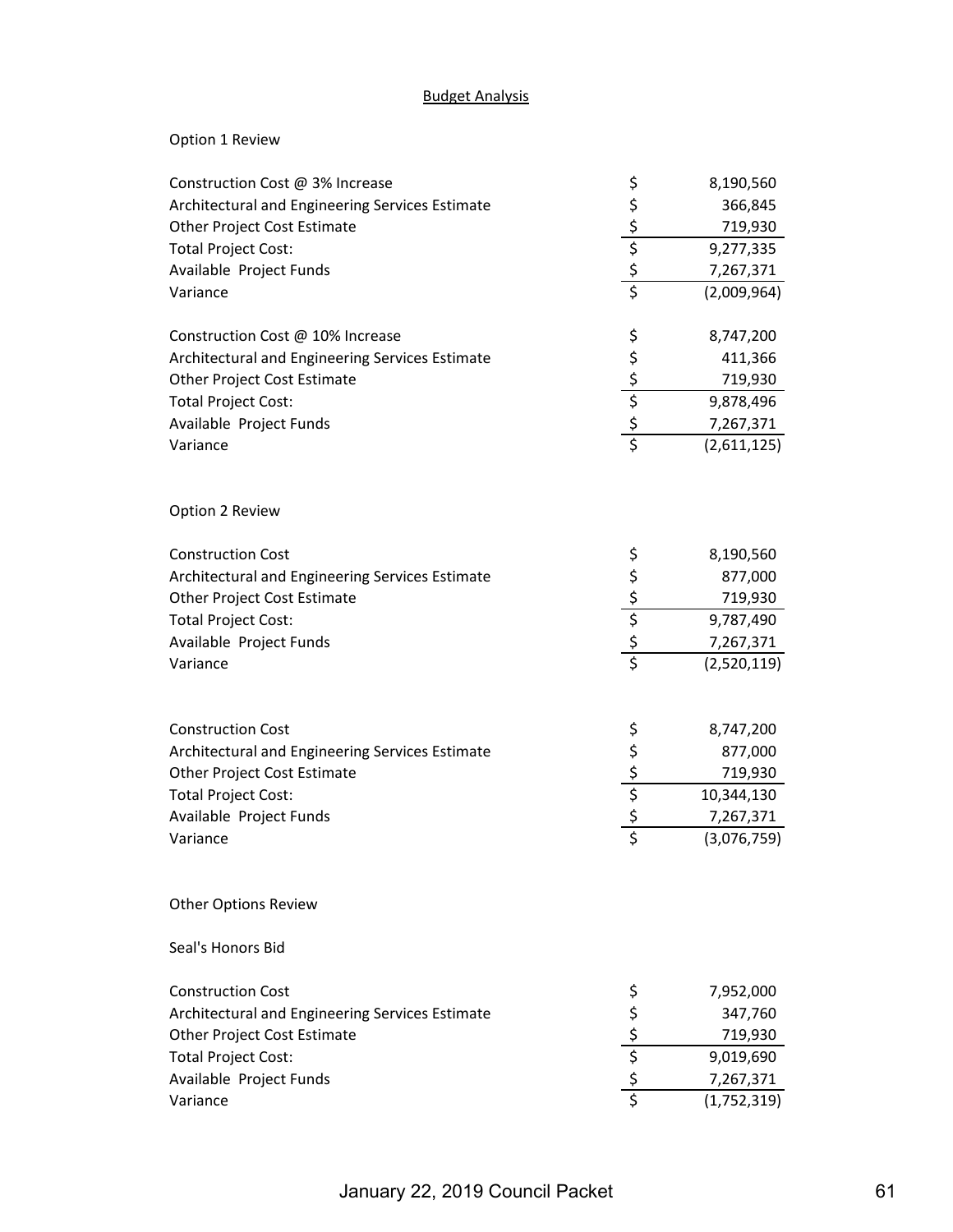## Budget Analysis

Option 1 Review

| | |
|---|---|
| Construction Cost @ 3% Increase | $ 8,190,560 |
| Architectural and Engineering Services Estimate | $ 366,845 |
| Other Project Cost Estimate | $ 719,930 |
| Total Project Cost: | $ 9,277,335 |
| Available Project Funds | $ 7,267,371 |
| Variance | $ (2,009,964) |

| | |
|---|---|
| Construction Cost @ 10% Increase | $ 8,747,200 |
| Architectural and Engineering Services Estimate | $ 411,366 |
| Other Project Cost Estimate | $ 719,930 |
| Total Project Cost: | $ 9,878,496 |
| Available Project Funds | $ 7,267,371 |
| Variance | $ (2,611,125) |

Option 2 Review

| | |
|---|---|
| Construction Cost | $ 8,190,560 |
| Architectural and Engineering Services Estimate | $ 877,000 |
| Other Project Cost Estimate | $ 719,930 |
| Total Project Cost: | $ 9,787,490 |
| Available Project Funds | $ 7,267,371 |
| Variance | $ (2,520,119) |

| | |
|---|---|
| Construction Cost | $ 8,747,200 |
| Architectural and Engineering Services Estimate | $ 877,000 |
| Other Project Cost Estimate | $ 719,930 |
| Total Project Cost: | $ 10,344,130 |
| Available Project Funds | $ 7,267,371 |
| Variance | $ (3,076,759) |

Other Options Review

Seal's Honors Bid

| | |
|---|---|
| Construction Cost | $ 7,952,000 |
| Architectural and Engineering Services Estimate | $ 347,760 |
| Other Project Cost Estimate | $ 719,930 |
| Total Project Cost: | $ 9,019,690 |
| Available Project Funds | $ 7,267,371 |
| Variance | $ (1,752,319) |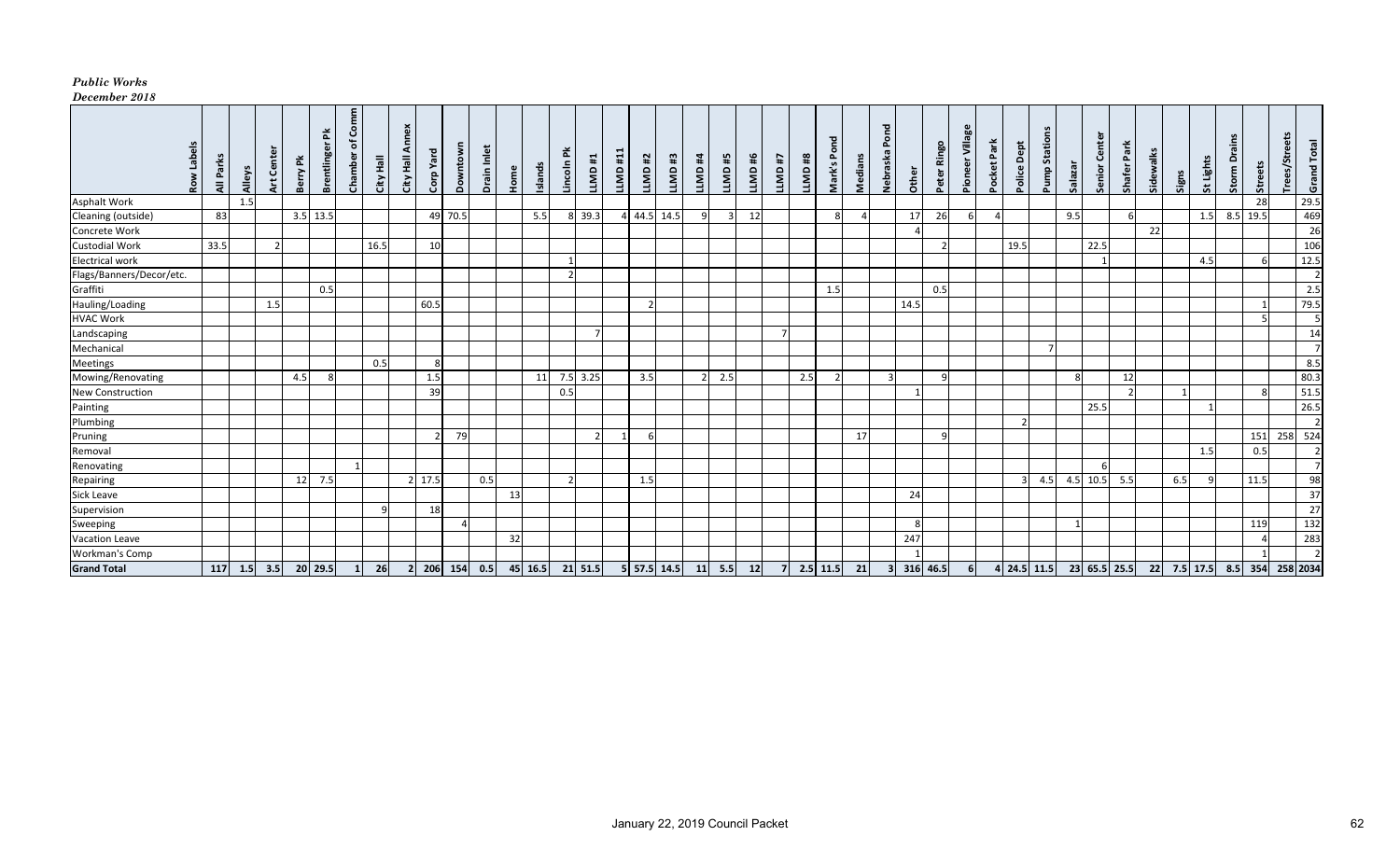***Public Works***

***December 2018***

| Row Labels | All Parks | Alleys | Art Center | Berry Pk | Brentlinger Pk | Chamber of Comm | City Hall | City Hall Annex | Corp Yard | Downtown | Drain Inlet | Home | Islands | Lincoln Pk | LLMD #1 | LLMD #11 | LLMD #2 | LLMD #3 | LLMD #4 | LLMD #5 | LLMD #6 | LLMD #7 | LLMD #8 | Mark's Pond | Medians | Nebraska Pond | Other | Peter Ringo | Pioneer Village | Pocket Park | Police Dept | Pump Stations | Salazar | Senior Center | Shafer Park | Sidewalks | Signs | St Lights | Storm Drains | Streets | Trees/Streets | Grand Total |
|---|---|---|---|---|---|---|---|---|---|---|---|---|---|---|---|---|---|---|---|---|---|---|---|---|---|---|---|---|---|---|---|---|---|---|---|---|---|---|---|---|---|---|
| Asphalt Work | | 1.5 | | | | | | | | | | | | | | | | | | | | | | | | | | | | | | | | | | | | | | 28 | | 29.5 |
| Cleaning (outside) | 83 | | | 3.5 | 13.5 | | | | 49 | 70.5 | | | 5.5 | 8 | 39.3 | 4 | 44.5 | 14.5 | 9 | 3 | 12 | | | 8 | 4 | | 17 | 26 | 6 | 4 | | | 9.5 | | 6 | | | 1.5 | 8.5 | 19.5 | | 469 |
| Concrete Work | | | | | | | | | | | | | | | | | | | | | | | | | | | 4 | | | | | | | | | 22 | | | | | | 26 |
| Custodial Work | 33.5 | | 2 | | | | 16.5 | | 10 | | | | | | | | | | | | | | | | | | | 2 | | | 19.5 | | | 22.5 | | | | | | | | 106 |
| Electrical work | | | | | | | | | | | | | | 1 | | | | | | | | | | | | | | | | | | | | 1 | | | | 4.5 | | 6 | | 12.5 |
| Flags/Banners/Decor/etc. | | | | | | | | | | | | | | 2 | | | | | | | | | | | | | | | | | | | | | | | | | | | | 2 |
| Graffiti | | | | | 0.5 | | | | | | | | | | | | | | | | | | | 1.5 | | | | 0.5 | | | | | | | | | | | | | | 2.5 |
| Hauling/Loading | | | 1.5 | | | | | | 60.5 | | | | | | | | 2 | | | | | | | | | | 14.5 | | | | | | | | | | | | | 1 | | 79.5 |
| HVAC Work | | | | | | | | | | | | | | | | | | | | | | | | | | | | | | | | | | | | | | | | 5 | | 5 |
| Landscaping | | | | | | | | | | | | | | | 7 | | | | | | | 7 | | | | | | | | | | | | | | | | | | | | 14 |
| Mechanical | | | | | | | | | | | | | | | | | | | | | | | | | | | | | | | | 7 | | | | | | | | | | 7 |
| Meetings | | | | | | | 0.5 | | 8 | | | | | | | | | | | | | | | | | | | | | | | | | | | | | | | | | 8.5 |
| Mowing/Renovating | | | | 4.5 | 8 | | | | 1.5 | | | | 11 | 7.5 | 3.25 | | 3.5 | | 2 | 2.5 | | | 2.5 | 2 | | 3 | | 9 | | | | | 8 | | 12 | | | | | | | 80.3 |
| New Construction | | | | | | | | | 39 | | | | | 0.5 | | | | | | | | | | | | | 1 | | | | | | | | 2 | | 1 | | | 8 | | 51.5 |
| Painting | | | | | | | | | | | | | | | | | | | | | | | | | | | | | | | | | | 25.5 | | | | 1 | | | | 26.5 |
| Plumbing | | | | | | | | | | | | | | | | | | | | | | | | | | | | | | | 2 | | | | | | | | | | | 2 |
| Pruning | | | | | | | | | 2 | 79 | | | | | 2 | 1 | 6 | | | | | | | | 17 | | | 9 | | | | | | | | | | | | 151 | 258 | 524 |
| Removal | | | | | | | | | | | | | | | | | | | | | | | | | | | | | | | | | | | | | | 1.5 | | 0.5 | | 2 |
| Renovating | | | | | | 1 | | | | | | | | | | | | | | | | | | | | | | | | | | | | 6 | | | | | | | | 7 |
| Repairing | | | | 12 | 7.5 | | | 2 | 17.5 | | 0.5 | | | 2 | | | 1.5 | | | | | | | | | | | | | | 3 | 4.5 | 4.5 | 10.5 | 5.5 | | 6.5 | 9 | | 11.5 | | 98 |
| Sick Leave | | | | | | | | | | | | 13 | | | | | | | | | | | | | | | 24 | | | | | | | | | | | | | | | 37 |
| Supervision | | | | | | | 9 | | 18 | | | | | | | | | | | | | | | | | | | | | | | | | | | | | | | | | 27 |
| Sweeping | | | | | | | | | | 4 | | | | | | | | | | | | | | | | | 8 | | | | | | 1 | | | | | | | 119 | | 132 |
| Vacation Leave | | | | | | | | | | | | 32 | | | | | | | | | | | | | | | 247 | | | | | | | | | | | | | 4 | | 283 |
| Workman's Comp | | | | | | | | | | | | | | | | | | | | | | | | | | | 1 | | | | | | | | | | | | | 1 | | 2 |
| **Grand Total** | **117** | **1.5** | **3.5** | **20** | **29.5** | **1** | **26** | **2** | **206** | **154** | **0.5** | **45** | **16.5** | **21** | **51.5** | **5** | **57.5** | **14.5** | **11** | **5.5** | **12** | **7** | **2.5** | **11.5** | **21** | **3** | **316** | **46.5** | **6** | **4** | **24.5** | **11.5** | **23** | **65.5** | **25.5** | **22** | **7.5** | **17.5** | **8.5** | **354** | **258** | **2034** |

January 22, 2019 Council Packet